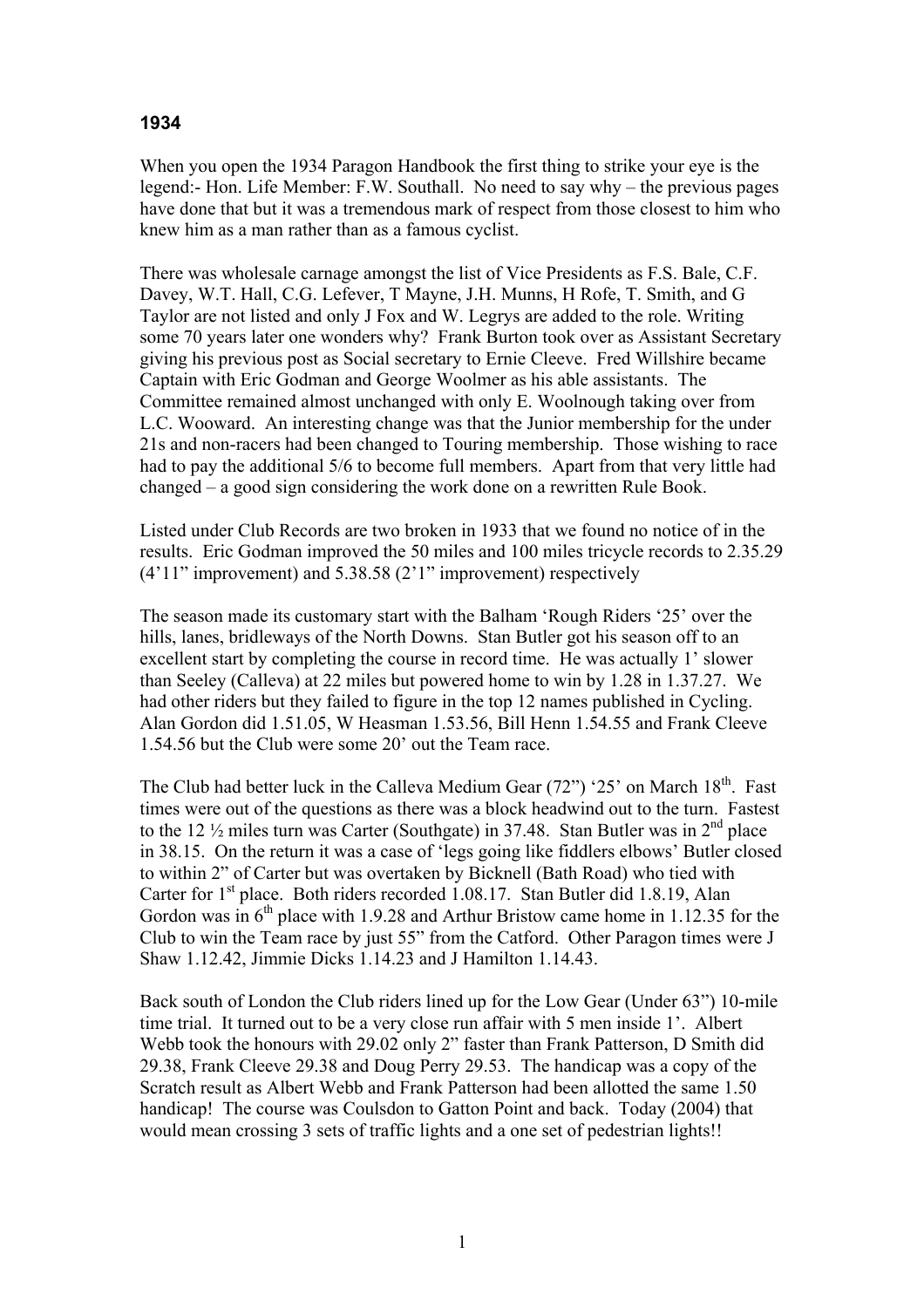**1934**

When you open the 1934 Paragon Handbook the first thing to strike your eye is the legend:- Hon. Life Member: F.W. Southall. No need to say why – the previous pages have done that but it was a tremendous mark of respect from those closest to him who knew him as a man rather than as a famous cyclist.

There was wholesale carnage amongst the list of Vice Presidents as F.S. Bale, C.F. Davey, W.T. Hall, C.G. Lefever, T Mayne, J.H. Munns, H Rofe, T. Smith, and G Taylor are not listed and only J Fox and W. Legrys are added to the role. Writing some 70 years later one wonders why? Frank Burton took over as Assistant Secretary giving his previous post as Social secretary to Ernie Cleeve. Fred Willshire became Captain with Eric Godman and George Woolmer as his able assistants. The Committee remained almost unchanged with only E. Woolnough taking over from L.C. Wooward. An interesting change was that the Junior membership for the under 21s and non-racers had been changed to Touring membership. Those wishing to race had to pay the additional 5/6 to become full members. Apart from that very little had changed – a good sign considering the work done on a rewritten Rule Book.

Listed under Club Records are two broken in 1933 that we found no notice of in the results. Eric Godman improved the 50 miles and 100 miles tricycle records to 2.35.29 (4'11" improvement) and 5.38.58 (2'1" improvement) respectively

The season made its customary start with the Balham 'Rough Riders '25' over the hills, lanes, bridleways of the North Downs. Stan Butler got his season off to an excellent start by completing the course in record time. He was actually 1' slower than Seeley (Calleva) at 22 miles but powered home to win by 1.28 in 1.37.27. We had other riders but they failed to figure in the top 12 names published in Cycling. Alan Gordon did 1.51.05, W Heasman 1.53.56, Bill Henn 1.54.55 and Frank Cleeve 1.54.56 but the Club were some 20' out the Team race.

The Club had better luck in the Calleva Medium Gear (72") '25' on March 18th. Fast times were out of the questions as there was a block headwind out to the turn. Fastest to the 12 ½ miles turn was Carter (Southgate) in 37.48. Stan Butler was in 2nd place in 38.15. On the return it was a case of 'legs going like fiddlers elbows' Butler closed to within 2" of Carter but was overtaken by Bicknell (Bath Road) who tied with Carter for 1st place. Both riders recorded 1.08.17. Stan Butler did 1.8.19, Alan Gordon was in 6th place with 1.9.28 and Arthur Bristow came home in 1.12.35 for the Club to win the Team race by just 55" from the Catford. Other Paragon times were J Shaw 1.12.42, Jimmie Dicks 1.14.23 and J Hamilton 1.14.43.

Back south of London the Club riders lined up for the Low Gear (Under 63") 10-mile time trial. It turned out to be a very close run affair with 5 men inside 1'. Albert Webb took the honours with 29.02 only 2" faster than Frank Patterson, D Smith did 29.38, Frank Cleeve 29.38 and Doug Perry 29.53. The handicap was a copy of the Scratch result as Albert Webb and Frank Patterson had been allotted the same 1.50 handicap! The course was Coulsdon to Gatton Point and back. Today (2004) that would mean crossing 3 sets of traffic lights and a one set of pedestrian lights!!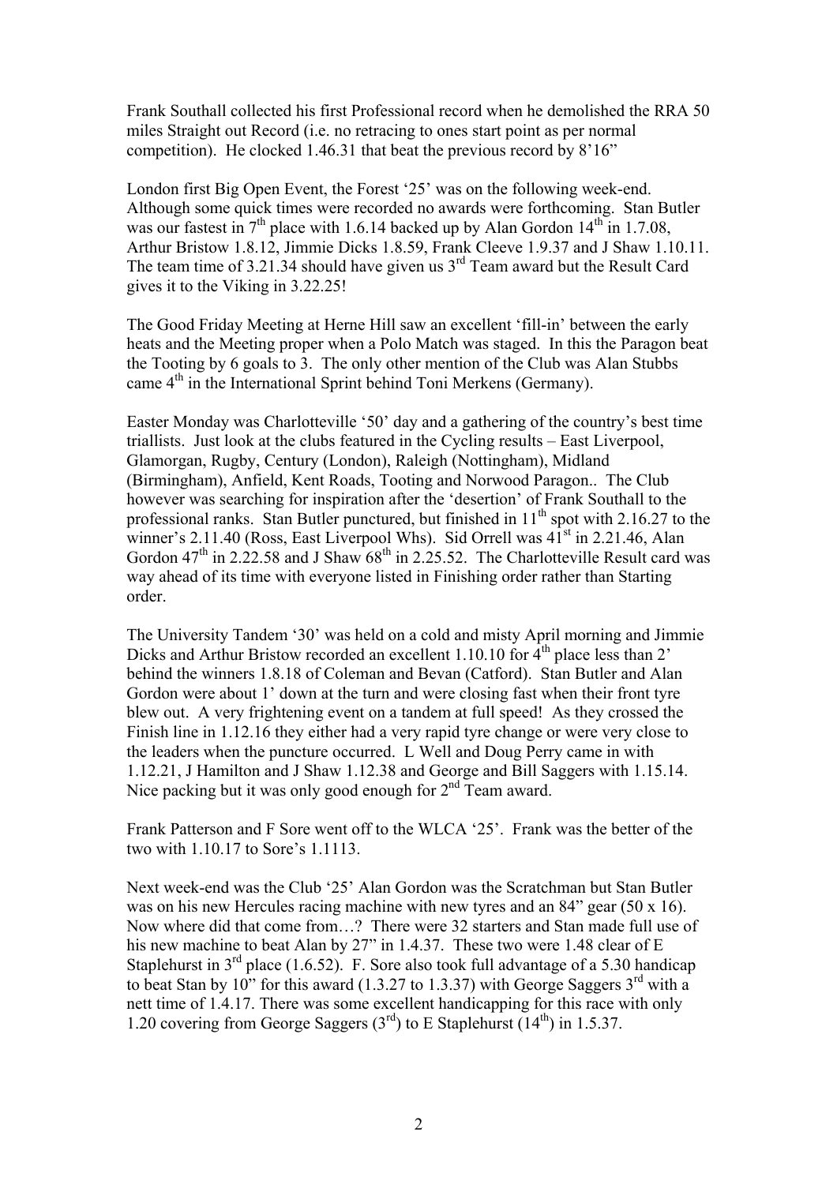Frank Southall collected his first Professional record when he demolished the RRA 50 miles Straight out Record (i.e. no retracing to ones start point as per normal competition). He clocked 1.46.31 that beat the previous record by 8'16"

London first Big Open Event, the Forest '25' was on the following week-end. Although some quick times were recorded no awards were forthcoming. Stan Butler was our fastest in 7th place with 1.6.14 backed up by Alan Gordon 14th in 1.7.08, Arthur Bristow 1.8.12, Jimmie Dicks 1.8.59, Frank Cleeve 1.9.37 and J Shaw 1.10.11. The team time of 3.21.34 should have given us 3rd Team award but the Result Card gives it to the Viking in 3.22.25!

The Good Friday Meeting at Herne Hill saw an excellent 'fill-in' between the early heats and the Meeting proper when a Polo Match was staged. In this the Paragon beat the Tooting by 6 goals to 3. The only other mention of the Club was Alan Stubbs came 4th in the International Sprint behind Toni Merkens (Germany).

Easter Monday was Charlotteville '50' day and a gathering of the country's best time triallists. Just look at the clubs featured in the Cycling results – East Liverpool, Glamorgan, Rugby, Century (London), Raleigh (Nottingham), Midland (Birmingham), Anfield, Kent Roads, Tooting and Norwood Paragon.. The Club however was searching for inspiration after the 'desertion' of Frank Southall to the professional ranks. Stan Butler punctured, but finished in 11th spot with 2.16.27 to the winner's 2.11.40 (Ross, East Liverpool Whs). Sid Orrell was 41st in 2.21.46, Alan Gordon 47th in 2.22.58 and J Shaw 68th in 2.25.52. The Charlotteville Result card was way ahead of its time with everyone listed in Finishing order rather than Starting order.

The University Tandem '30' was held on a cold and misty April morning and Jimmie Dicks and Arthur Bristow recorded an excellent 1.10.10 for 4th place less than 2' behind the winners 1.8.18 of Coleman and Bevan (Catford). Stan Butler and Alan Gordon were about 1' down at the turn and were closing fast when their front tyre blew out. A very frightening event on a tandem at full speed! As they crossed the Finish line in 1.12.16 they either had a very rapid tyre change or were very close to the leaders when the puncture occurred. L Well and Doug Perry came in with 1.12.21, J Hamilton and J Shaw 1.12.38 and George and Bill Saggers with 1.15.14. Nice packing but it was only good enough for 2nd Team award.

Frank Patterson and F Sore went off to the WLCA '25'. Frank was the better of the two with 1.10.17 to Sore's 1.1113.

Next week-end was the Club '25' Alan Gordon was the Scratchman but Stan Butler was on his new Hercules racing machine with new tyres and an 84" gear (50 x 16). Now where did that come from…? There were 32 starters and Stan made full use of his new machine to beat Alan by 27" in 1.4.37. These two were 1.48 clear of E Staplehurst in 3rd place (1.6.52). F. Sore also took full advantage of a 5.30 handicap to beat Stan by 10" for this award (1.3.27 to 1.3.37) with George Saggers 3rd with a nett time of 1.4.17. There was some excellent handicapping for this race with only 1.20 covering from George Saggers (3rd) to E Staplehurst (14th) in 1.5.37.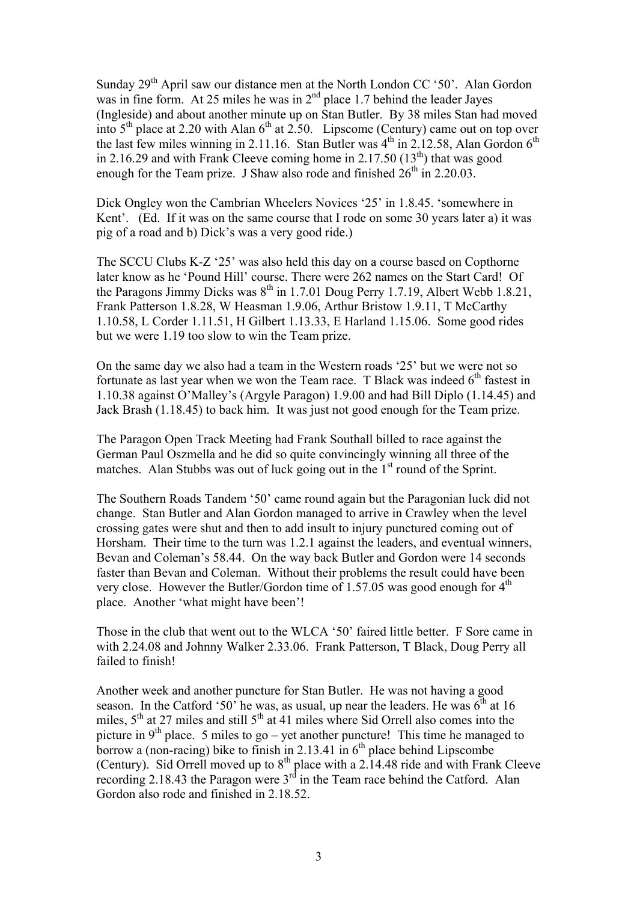Sunday 29th April saw our distance men at the North London CC '50'. Alan Gordon was in fine form. At 25 miles he was in 2nd place 1.7 behind the leader Jayes (Ingleside) and about another minute up on Stan Butler. By 38 miles Stan had moved into 5th place at 2.20 with Alan 6th at 2.50. Lipscome (Century) came out on top over the last few miles winning in 2.11.16. Stan Butler was 4th in 2.12.58, Alan Gordon 6th in 2.16.29 and with Frank Cleeve coming home in 2.17.50 (13th) that was good enough for the Team prize. J Shaw also rode and finished 26th in 2.20.03.

Dick Ongley won the Cambrian Wheelers Novices '25' in 1.8.45. 'somewhere in Kent'. (Ed. If it was on the same course that I rode on some 30 years later a) it was pig of a road and b) Dick's was a very good ride.)

The SCCU Clubs K-Z '25' was also held this day on a course based on Copthorne later know as he 'Pound Hill' course. There were 262 names on the Start Card! Of the Paragons Jimmy Dicks was 8th in 1.7.01 Doug Perry 1.7.19, Albert Webb 1.8.21, Frank Patterson 1.8.28, W Heasman 1.9.06, Arthur Bristow 1.9.11, T McCarthy 1.10.58, L Corder 1.11.51, H Gilbert 1.13.33, E Harland 1.15.06. Some good rides but we were 1.19 too slow to win the Team prize.

On the same day we also had a team in the Western roads '25' but we were not so fortunate as last year when we won the Team race. T Black was indeed 6th fastest in 1.10.38 against O'Malley's (Argyle Paragon) 1.9.00 and had Bill Diplo (1.14.45) and Jack Brash (1.18.45) to back him. It was just not good enough for the Team prize.

The Paragon Open Track Meeting had Frank Southall billed to race against the German Paul Oszmella and he did so quite convincingly winning all three of the matches. Alan Stubbs was out of luck going out in the 1st round of the Sprint.

The Southern Roads Tandem '50' came round again but the Paragonian luck did not change. Stan Butler and Alan Gordon managed to arrive in Crawley when the level crossing gates were shut and then to add insult to injury punctured coming out of Horsham. Their time to the turn was 1.2.1 against the leaders, and eventual winners, Bevan and Coleman's 58.44. On the way back Butler and Gordon were 14 seconds faster than Bevan and Coleman. Without their problems the result could have been very close. However the Butler/Gordon time of 1.57.05 was good enough for 4th place. Another 'what might have been'!

Those in the club that went out to the WLCA '50' faired little better. F Sore came in with 2.24.08 and Johnny Walker 2.33.06. Frank Patterson, T Black, Doug Perry all failed to finish!

Another week and another puncture for Stan Butler. He was not having a good season. In the Catford '50' he was, as usual, up near the leaders. He was 6th at 16 miles, 5th at 27 miles and still 5th at 41 miles where Sid Orrell also comes into the picture in 9th place. 5 miles to go – yet another puncture! This time he managed to borrow a (non-racing) bike to finish in 2.13.41 in 6th place behind Lipscombe (Century). Sid Orrell moved up to 8th place with a 2.14.48 ride and with Frank Cleeve recording 2.18.43 the Paragon were 3rd in the Team race behind the Catford. Alan Gordon also rode and finished in 2.18.52.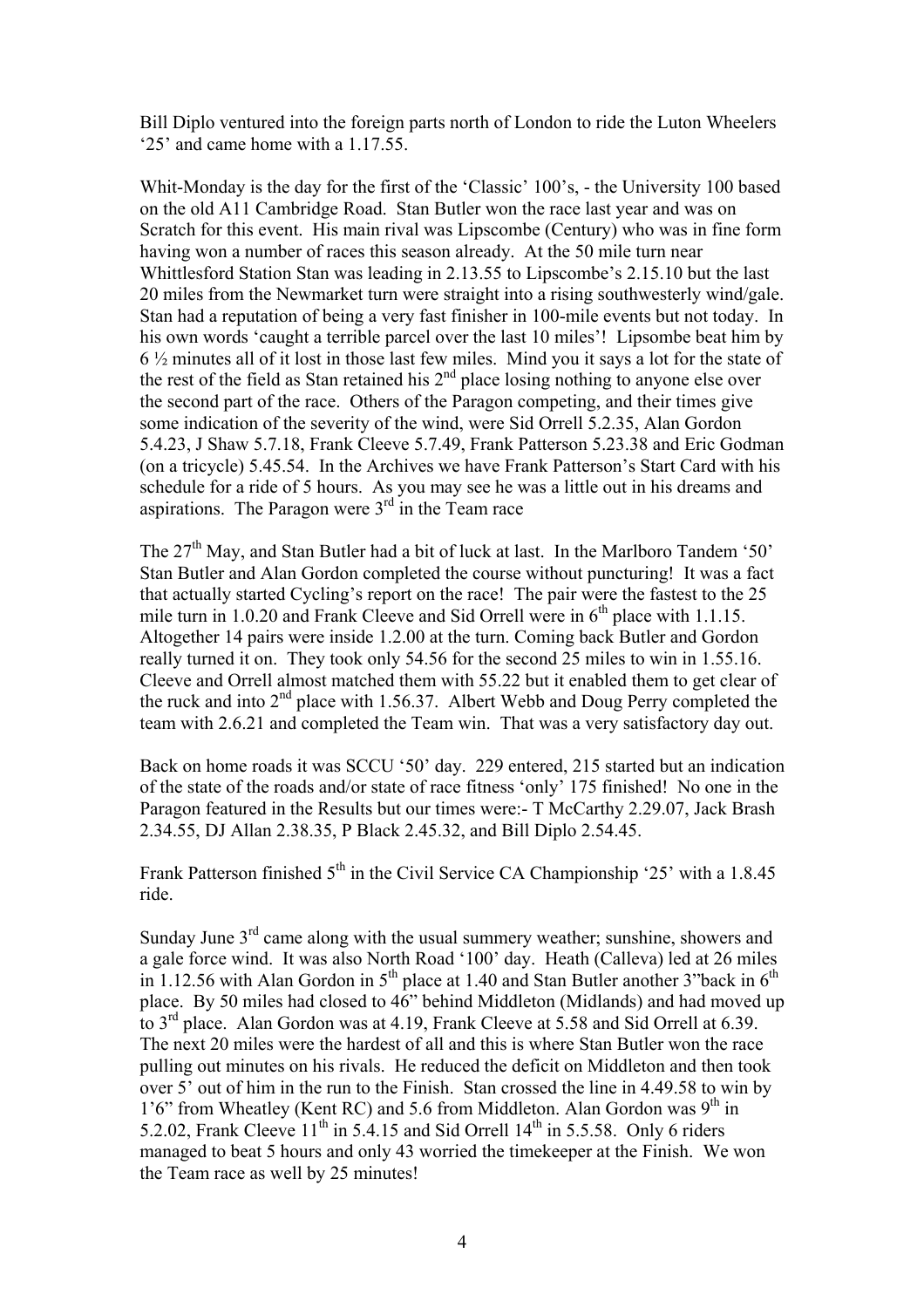Bill Diplo ventured into the foreign parts north of London to ride the Luton Wheelers '25' and came home with a 1.17.55.

Whit-Monday is the day for the first of the 'Classic' 100's, - the University 100 based on the old A11 Cambridge Road. Stan Butler won the race last year and was on Scratch for this event. His main rival was Lipscombe (Century) who was in fine form having won a number of races this season already. At the 50 mile turn near Whittlesford Station Stan was leading in 2.13.55 to Lipscombe's 2.15.10 but the last 20 miles from the Newmarket turn were straight into a rising southwesterly wind/gale. Stan had a reputation of being a very fast finisher in 100-mile events but not today. In his own words 'caught a terrible parcel over the last 10 miles'! Lipsombe beat him by 6 ½ minutes all of it lost in those last few miles. Mind you it says a lot for the state of the rest of the field as Stan retained his 2nd place losing nothing to anyone else over the second part of the race. Others of the Paragon competing, and their times give some indication of the severity of the wind, were Sid Orrell 5.2.35, Alan Gordon 5.4.23, J Shaw 5.7.18, Frank Cleeve 5.7.49, Frank Patterson 5.23.38 and Eric Godman (on a tricycle) 5.45.54. In the Archives we have Frank Patterson's Start Card with his schedule for a ride of 5 hours. As you may see he was a little out in his dreams and aspirations. The Paragon were 3rd in the Team race

The 27th May, and Stan Butler had a bit of luck at last. In the Marlboro Tandem '50' Stan Butler and Alan Gordon completed the course without puncturing! It was a fact that actually started Cycling's report on the race! The pair were the fastest to the 25 mile turn in 1.0.20 and Frank Cleeve and Sid Orrell were in 6th place with 1.1.15. Altogether 14 pairs were inside 1.2.00 at the turn. Coming back Butler and Gordon really turned it on. They took only 54.56 for the second 25 miles to win in 1.55.16. Cleeve and Orrell almost matched them with 55.22 but it enabled them to get clear of the ruck and into 2nd place with 1.56.37. Albert Webb and Doug Perry completed the team with 2.6.21 and completed the Team win. That was a very satisfactory day out.

Back on home roads it was SCCU '50' day. 229 entered, 215 started but an indication of the state of the roads and/or state of race fitness 'only' 175 finished! No one in the Paragon featured in the Results but our times were:- T McCarthy 2.29.07, Jack Brash 2.34.55, DJ Allan 2.38.35, P Black 2.45.32, and Bill Diplo 2.54.45.

Frank Patterson finished 5th in the Civil Service CA Championship '25' with a 1.8.45 ride.

Sunday June 3rd came along with the usual summery weather; sunshine, showers and a gale force wind. It was also North Road '100' day. Heath (Calleva) led at 26 miles in 1.12.56 with Alan Gordon in 5th place at 1.40 and Stan Butler another 3"back in 6th place. By 50 miles had closed to 46" behind Middleton (Midlands) and had moved up to 3rd place. Alan Gordon was at 4.19, Frank Cleeve at 5.58 and Sid Orrell at 6.39. The next 20 miles were the hardest of all and this is where Stan Butler won the race pulling out minutes on his rivals. He reduced the deficit on Middleton and then took over 5' out of him in the run to the Finish. Stan crossed the line in 4.49.58 to win by 1'6" from Wheatley (Kent RC) and 5.6 from Middleton. Alan Gordon was 9th in 5.2.02, Frank Cleeve 11th in 5.4.15 and Sid Orrell 14th in 5.5.58. Only 6 riders managed to beat 5 hours and only 43 worried the timekeeper at the Finish. We won the Team race as well by 25 minutes!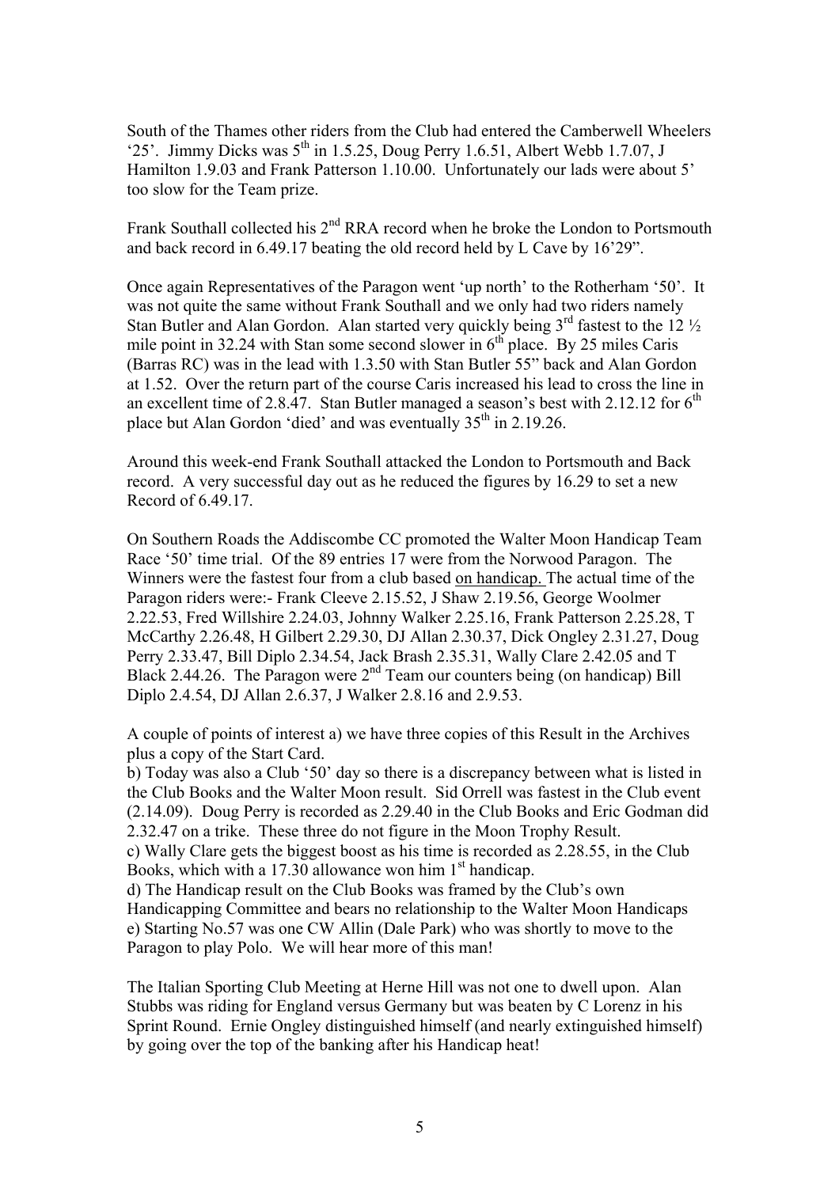South of the Thames other riders from the Club had entered the Camberwell Wheelers '25'. Jimmy Dicks was 5th in 1.5.25, Doug Perry 1.6.51, Albert Webb 1.7.07, J Hamilton 1.9.03 and Frank Patterson 1.10.00. Unfortunately our lads were about 5' too slow for the Team prize.

Frank Southall collected his 2nd RRA record when he broke the London to Portsmouth and back record in 6.49.17 beating the old record held by L Cave by 16'29".

Once again Representatives of the Paragon went 'up north' to the Rotherham '50'. It was not quite the same without Frank Southall and we only had two riders namely Stan Butler and Alan Gordon. Alan started very quickly being 3rd fastest to the 12 ½ mile point in 32.24 with Stan some second slower in 6th place. By 25 miles Caris (Barras RC) was in the lead with 1.3.50 with Stan Butler 55" back and Alan Gordon at 1.52. Over the return part of the course Caris increased his lead to cross the line in an excellent time of 2.8.47. Stan Butler managed a season's best with 2.12.12 for 6th place but Alan Gordon 'died' and was eventually 35th in 2.19.26.

Around this week-end Frank Southall attacked the London to Portsmouth and Back record. A very successful day out as he reduced the figures by 16.29 to set a new Record of 6.49.17.

On Southern Roads the Addiscombe CC promoted the Walter Moon Handicap Team Race '50' time trial. Of the 89 entries 17 were from the Norwood Paragon. The Winners were the fastest four from a club based <u>on handicap.</u> The actual time of the Paragon riders were:- Frank Cleeve 2.15.52, J Shaw 2.19.56, George Woolmer 2.22.53, Fred Willshire 2.24.03, Johnny Walker 2.25.16, Frank Patterson 2.25.28, T McCarthy 2.26.48, H Gilbert 2.29.30, DJ Allan 2.30.37, Dick Ongley 2.31.27, Doug Perry 2.33.47, Bill Diplo 2.34.54, Jack Brash 2.35.31, Wally Clare 2.42.05 and T Black 2.44.26. The Paragon were 2nd Team our counters being (on handicap) Bill Diplo 2.4.54, DJ Allan 2.6.37, J Walker 2.8.16 and 2.9.53.

A couple of points of interest a) we have three copies of this Result in the Archives plus a copy of the Start Card.
b) Today was also a Club '50' day so there is a discrepancy between what is listed in the Club Books and the Walter Moon result. Sid Orrell was fastest in the Club event (2.14.09). Doug Perry is recorded as 2.29.40 in the Club Books and Eric Godman did 2.32.47 on a trike. These three do not figure in the Moon Trophy Result.
c) Wally Clare gets the biggest boost as his time is recorded as 2.28.55, in the Club Books, which with a 17.30 allowance won him 1st handicap.
d) The Handicap result on the Club Books was framed by the Club's own Handicapping Committee and bears no relationship to the Walter Moon Handicaps
e) Starting No.57 was one CW Allin (Dale Park) who was shortly to move to the Paragon to play Polo. We will hear more of this man!

The Italian Sporting Club Meeting at Herne Hill was not one to dwell upon. Alan Stubbs was riding for England versus Germany but was beaten by C Lorenz in his Sprint Round. Ernie Ongley distinguished himself (and nearly extinguished himself) by going over the top of the banking after his Handicap heat!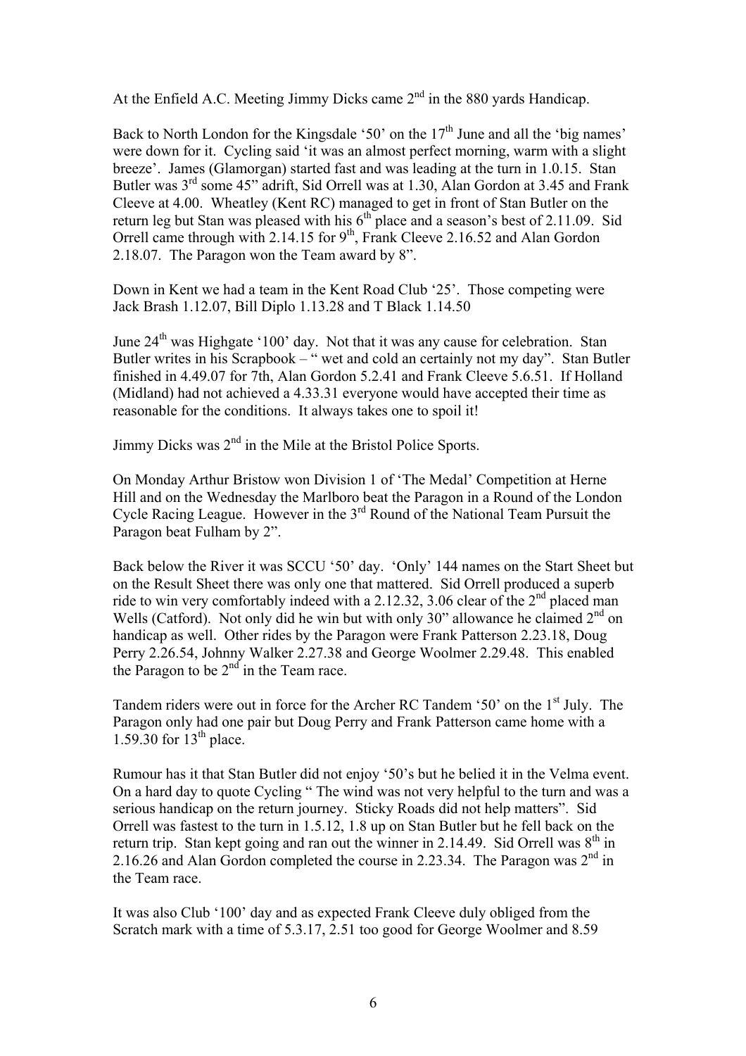At the Enfield A.C. Meeting Jimmy Dicks came 2nd in the 880 yards Handicap.

Back to North London for the Kingsdale '50' on the 17th June and all the 'big names' were down for it. Cycling said 'it was an almost perfect morning, warm with a slight breeze'. James (Glamorgan) started fast and was leading at the turn in 1.0.15. Stan Butler was 3rd some 45" adrift, Sid Orrell was at 1.30, Alan Gordon at 3.45 and Frank Cleeve at 4.00. Wheatley (Kent RC) managed to get in front of Stan Butler on the return leg but Stan was pleased with his 6th place and a season's best of 2.11.09. Sid Orrell came through with 2.14.15 for 9th, Frank Cleeve 2.16.52 and Alan Gordon 2.18.07. The Paragon won the Team award by 8".

Down in Kent we had a team in the Kent Road Club '25'. Those competing were Jack Brash 1.12.07, Bill Diplo 1.13.28 and T Black 1.14.50

June 24th was Highgate '100' day. Not that it was any cause for celebration. Stan Butler writes in his Scrapbook – " wet and cold an certainly not my day". Stan Butler finished in 4.49.07 for 7th, Alan Gordon 5.2.41 and Frank Cleeve 5.6.51. If Holland (Midland) had not achieved a 4.33.31 everyone would have accepted their time as reasonable for the conditions. It always takes one to spoil it!

Jimmy Dicks was 2nd in the Mile at the Bristol Police Sports.

On Monday Arthur Bristow won Division 1 of 'The Medal' Competition at Herne Hill and on the Wednesday the Marlboro beat the Paragon in a Round of the London Cycle Racing League. However in the 3rd Round of the National Team Pursuit the Paragon beat Fulham by 2".

Back below the River it was SCCU '50' day. 'Only' 144 names on the Start Sheet but on the Result Sheet there was only one that mattered. Sid Orrell produced a superb ride to win very comfortably indeed with a 2.12.32, 3.06 clear of the 2nd placed man Wells (Catford). Not only did he win but with only 30" allowance he claimed 2nd on handicap as well. Other rides by the Paragon were Frank Patterson 2.23.18, Doug Perry 2.26.54, Johnny Walker 2.27.38 and George Woolmer 2.29.48. This enabled the Paragon to be 2nd in the Team race.

Tandem riders were out in force for the Archer RC Tandem '50' on the 1st July. The Paragon only had one pair but Doug Perry and Frank Patterson came home with a 1.59.30 for 13th place.

Rumour has it that Stan Butler did not enjoy '50's but he belied it in the Velma event. On a hard day to quote Cycling " The wind was not very helpful to the turn and was a serious handicap on the return journey. Sticky Roads did not help matters". Sid Orrell was fastest to the turn in 1.5.12, 1.8 up on Stan Butler but he fell back on the return trip. Stan kept going and ran out the winner in 2.14.49. Sid Orrell was 8th in 2.16.26 and Alan Gordon completed the course in 2.23.34. The Paragon was 2nd in the Team race.

It was also Club '100' day and as expected Frank Cleeve duly obliged from the Scratch mark with a time of 5.3.17, 2.51 too good for George Woolmer and 8.59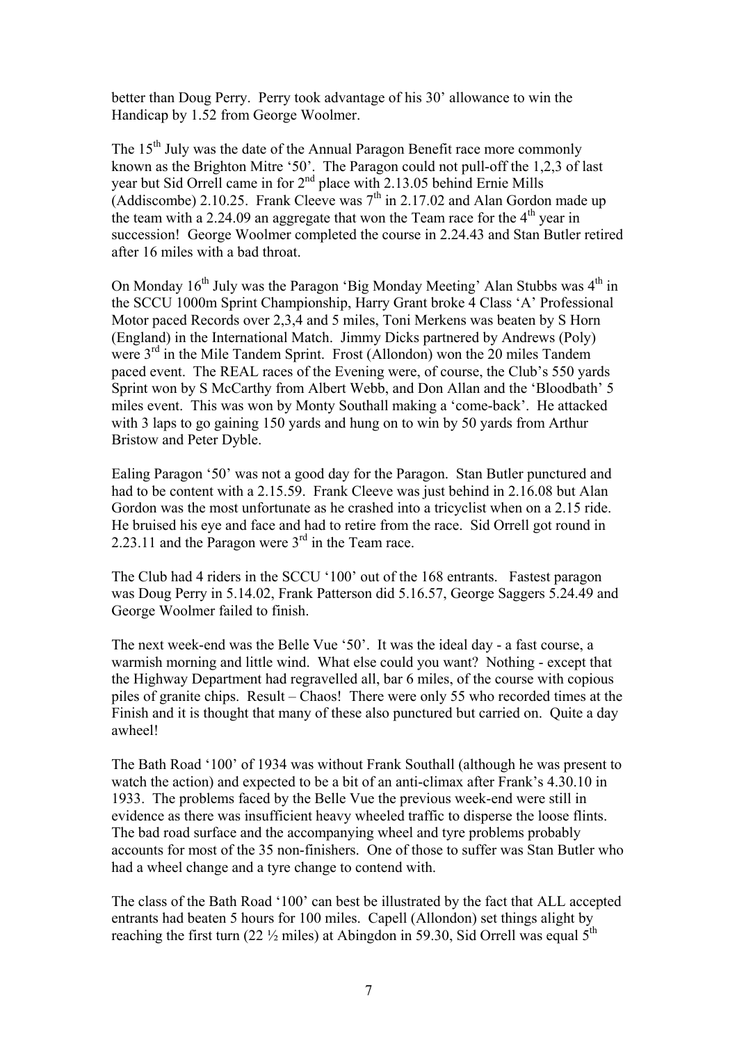better than Doug Perry. Perry took advantage of his 30' allowance to win the Handicap by 1.52 from George Woolmer.

The 15th July was the date of the Annual Paragon Benefit race more commonly known as the Brighton Mitre '50'. The Paragon could not pull-off the 1,2,3 of last year but Sid Orrell came in for 2nd place with 2.13.05 behind Ernie Mills (Addiscombe) 2.10.25. Frank Cleeve was 7th in 2.17.02 and Alan Gordon made up the team with a 2.24.09 an aggregate that won the Team race for the 4th year in succession! George Woolmer completed the course in 2.24.43 and Stan Butler retired after 16 miles with a bad throat.

On Monday 16th July was the Paragon 'Big Monday Meeting' Alan Stubbs was 4th in the SCCU 1000m Sprint Championship, Harry Grant broke 4 Class 'A' Professional Motor paced Records over 2,3,4 and 5 miles, Toni Merkens was beaten by S Horn (England) in the International Match. Jimmy Dicks partnered by Andrews (Poly) were 3rd in the Mile Tandem Sprint. Frost (Allondon) won the 20 miles Tandem paced event. The REAL races of the Evening were, of course, the Club's 550 yards Sprint won by S McCarthy from Albert Webb, and Don Allan and the 'Bloodbath' 5 miles event. This was won by Monty Southall making a 'come-back'. He attacked with 3 laps to go gaining 150 yards and hung on to win by 50 yards from Arthur Bristow and Peter Dyble.

Ealing Paragon '50' was not a good day for the Paragon. Stan Butler punctured and had to be content with a 2.15.59. Frank Cleeve was just behind in 2.16.08 but Alan Gordon was the most unfortunate as he crashed into a tricyclist when on a 2.15 ride. He bruised his eye and face and had to retire from the race. Sid Orrell got round in 2.23.11 and the Paragon were 3rd in the Team race.

The Club had 4 riders in the SCCU '100' out of the 168 entrants. Fastest paragon was Doug Perry in 5.14.02, Frank Patterson did 5.16.57, George Saggers 5.24.49 and George Woolmer failed to finish.

The next week-end was the Belle Vue '50'. It was the ideal day - a fast course, a warmish morning and little wind. What else could you want? Nothing - except that the Highway Department had regravelled all, bar 6 miles, of the course with copious piles of granite chips. Result – Chaos! There were only 55 who recorded times at the Finish and it is thought that many of these also punctured but carried on. Quite a day awheel!

The Bath Road '100' of 1934 was without Frank Southall (although he was present to watch the action) and expected to be a bit of an anti-climax after Frank's 4.30.10 in 1933. The problems faced by the Belle Vue the previous week-end were still in evidence as there was insufficient heavy wheeled traffic to disperse the loose flints. The bad road surface and the accompanying wheel and tyre problems probably accounts for most of the 35 non-finishers. One of those to suffer was Stan Butler who had a wheel change and a tyre change to contend with.

The class of the Bath Road '100' can best be illustrated by the fact that ALL accepted entrants had beaten 5 hours for 100 miles. Capell (Allondon) set things alight by reaching the first turn (22 ½ miles) at Abingdon in 59.30, Sid Orrell was equal 5th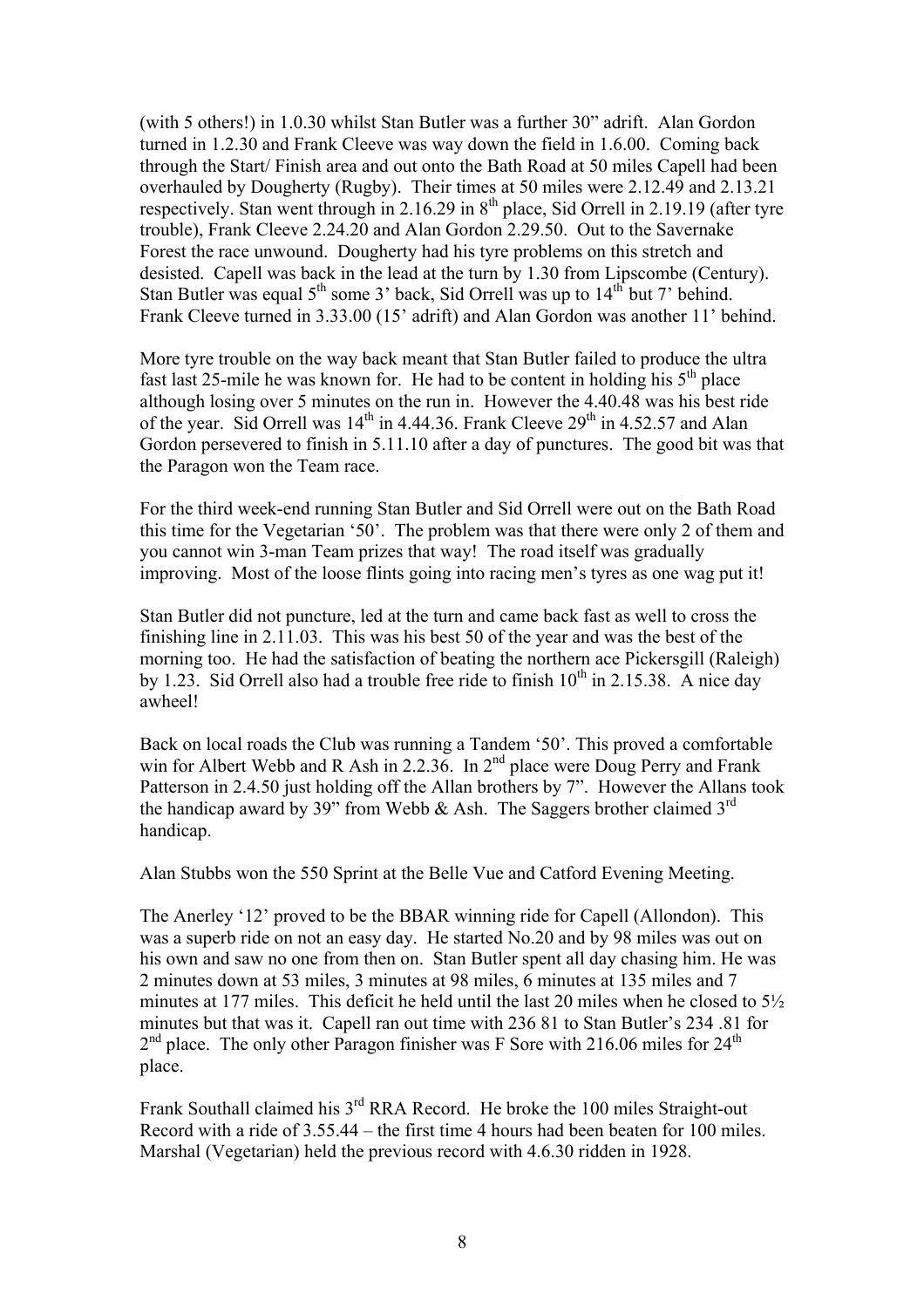(with 5 others!) in 1.0.30 whilst Stan Butler was a further 30" adrift. Alan Gordon turned in 1.2.30 and Frank Cleeve was way down the field in 1.6.00. Coming back through the Start/ Finish area and out onto the Bath Road at 50 miles Capell had been overhauled by Dougherty (Rugby). Their times at 50 miles were 2.12.49 and 2.13.21 respectively. Stan went through in 2.16.29 in 8th place, Sid Orrell in 2.19.19 (after tyre trouble), Frank Cleeve 2.24.20 and Alan Gordon 2.29.50. Out to the Savernake Forest the race unwound. Dougherty had his tyre problems on this stretch and desisted. Capell was back in the lead at the turn by 1.30 from Lipscombe (Century). Stan Butler was equal 5th some 3' back, Sid Orrell was up to 14th but 7' behind. Frank Cleeve turned in 3.33.00 (15' adrift) and Alan Gordon was another 11' behind.

More tyre trouble on the way back meant that Stan Butler failed to produce the ultra fast last 25-mile he was known for. He had to be content in holding his 5th place although losing over 5 minutes on the run in. However the 4.40.48 was his best ride of the year. Sid Orrell was 14th in 4.44.36. Frank Cleeve 29th in 4.52.57 and Alan Gordon persevered to finish in 5.11.10 after a day of punctures. The good bit was that the Paragon won the Team race.

For the third week-end running Stan Butler and Sid Orrell were out on the Bath Road this time for the Vegetarian '50'. The problem was that there were only 2 of them and you cannot win 3-man Team prizes that way! The road itself was gradually improving. Most of the loose flints going into racing men's tyres as one wag put it!

Stan Butler did not puncture, led at the turn and came back fast as well to cross the finishing line in 2.11.03. This was his best 50 of the year and was the best of the morning too. He had the satisfaction of beating the northern ace Pickersgill (Raleigh) by 1.23. Sid Orrell also had a trouble free ride to finish 10th in 2.15.38. A nice day awheel!

Back on local roads the Club was running a Tandem '50'. This proved a comfortable win for Albert Webb and R Ash in 2.2.36. In 2nd place were Doug Perry and Frank Patterson in 2.4.50 just holding off the Allan brothers by 7". However the Allans took the handicap award by 39" from Webb & Ash. The Saggers brother claimed 3rd handicap.

Alan Stubbs won the 550 Sprint at the Belle Vue and Catford Evening Meeting.

The Anerley '12' proved to be the BBAR winning ride for Capell (Allondon). This was a superb ride on not an easy day. He started No.20 and by 98 miles was out on his own and saw no one from then on. Stan Butler spent all day chasing him. He was 2 minutes down at 53 miles, 3 minutes at 98 miles, 6 minutes at 135 miles and 7 minutes at 177 miles. This deficit he held until the last 20 miles when he closed to 5½ minutes but that was it. Capell ran out time with 236 81 to Stan Butler's 234 .81 for 2nd place. The only other Paragon finisher was F Sore with 216.06 miles for 24th place.

Frank Southall claimed his 3rd RRA Record. He broke the 100 miles Straight-out Record with a ride of 3.55.44 – the first time 4 hours had been beaten for 100 miles. Marshal (Vegetarian) held the previous record with 4.6.30 ridden in 1928.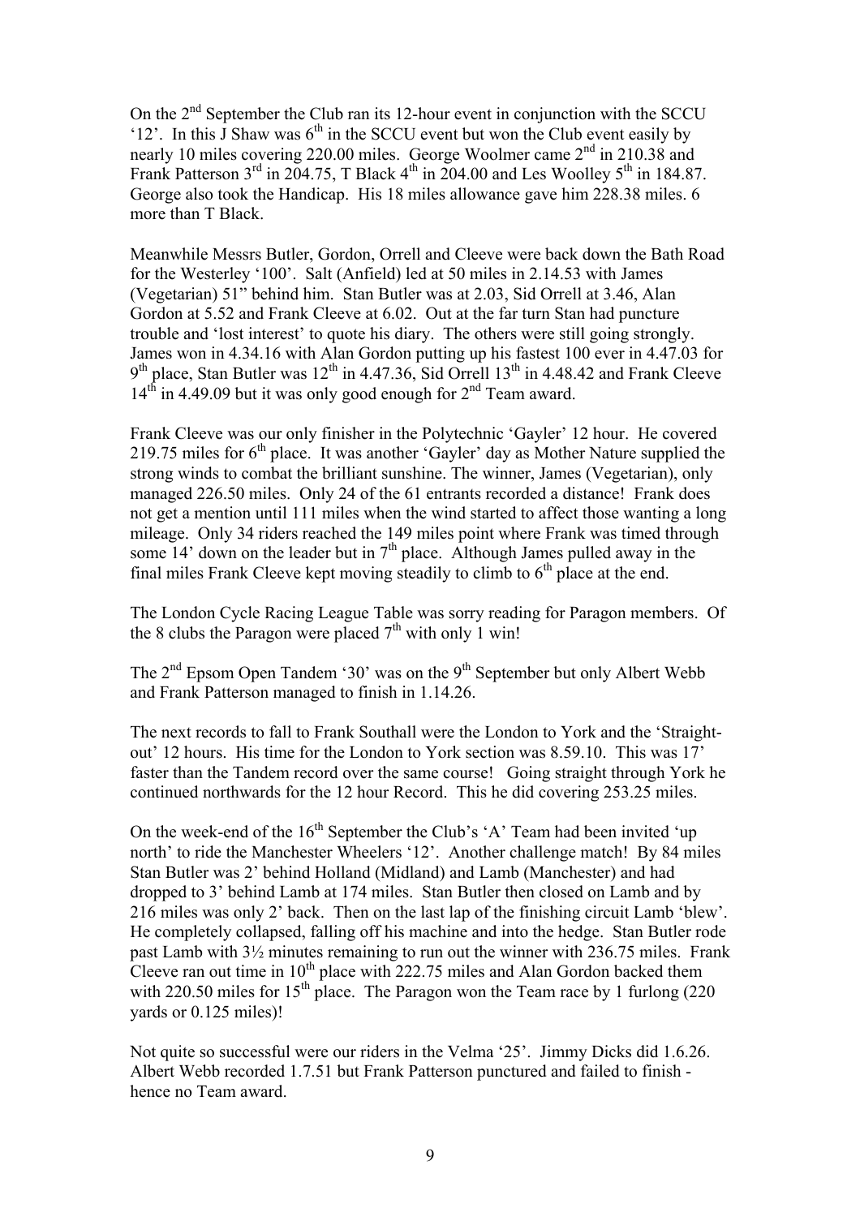On the 2nd September the Club ran its 12-hour event in conjunction with the SCCU '12'. In this J Shaw was 6th in the SCCU event but won the Club event easily by nearly 10 miles covering 220.00 miles. George Woolmer came 2nd in 210.38 and Frank Patterson 3rd in 204.75, T Black 4th in 204.00 and Les Woolley 5th in 184.87. George also took the Handicap. His 18 miles allowance gave him 228.38 miles. 6 more than T Black.

Meanwhile Messrs Butler, Gordon, Orrell and Cleeve were back down the Bath Road for the Westerley '100'. Salt (Anfield) led at 50 miles in 2.14.53 with James (Vegetarian) 51" behind him. Stan Butler was at 2.03, Sid Orrell at 3.46, Alan Gordon at 5.52 and Frank Cleeve at 6.02. Out at the far turn Stan had puncture trouble and 'lost interest' to quote his diary. The others were still going strongly. James won in 4.34.16 with Alan Gordon putting up his fastest 100 ever in 4.47.03 for 9th place, Stan Butler was 12th in 4.47.36, Sid Orrell 13th in 4.48.42 and Frank Cleeve 14th in 4.49.09 but it was only good enough for 2nd Team award.

Frank Cleeve was our only finisher in the Polytechnic 'Gayler' 12 hour. He covered 219.75 miles for 6th place. It was another 'Gayler' day as Mother Nature supplied the strong winds to combat the brilliant sunshine. The winner, James (Vegetarian), only managed 226.50 miles. Only 24 of the 61 entrants recorded a distance! Frank does not get a mention until 111 miles when the wind started to affect those wanting a long mileage. Only 34 riders reached the 149 miles point where Frank was timed through some 14' down on the leader but in 7th place. Although James pulled away in the final miles Frank Cleeve kept moving steadily to climb to 6th place at the end.

The London Cycle Racing League Table was sorry reading for Paragon members. Of the 8 clubs the Paragon were placed 7th with only 1 win!

The 2nd Epsom Open Tandem '30' was on the 9th September but only Albert Webb and Frank Patterson managed to finish in 1.14.26.

The next records to fall to Frank Southall were the London to York and the 'Straight-out' 12 hours. His time for the London to York section was 8.59.10. This was 17' faster than the Tandem record over the same course! Going straight through York he continued northwards for the 12 hour Record. This he did covering 253.25 miles.

On the week-end of the 16th September the Club's 'A' Team had been invited 'up north' to ride the Manchester Wheelers '12'. Another challenge match! By 84 miles Stan Butler was 2' behind Holland (Midland) and Lamb (Manchester) and had dropped to 3' behind Lamb at 174 miles. Stan Butler then closed on Lamb and by 216 miles was only 2' back. Then on the last lap of the finishing circuit Lamb 'blew'. He completely collapsed, falling off his machine and into the hedge. Stan Butler rode past Lamb with 3½ minutes remaining to run out the winner with 236.75 miles. Frank Cleeve ran out time in 10th place with 222.75 miles and Alan Gordon backed them with 220.50 miles for 15th place. The Paragon won the Team race by 1 furlong (220 yards or 0.125 miles)!

Not quite so successful were our riders in the Velma '25'. Jimmy Dicks did 1.6.26. Albert Webb recorded 1.7.51 but Frank Patterson punctured and failed to finish - hence no Team award.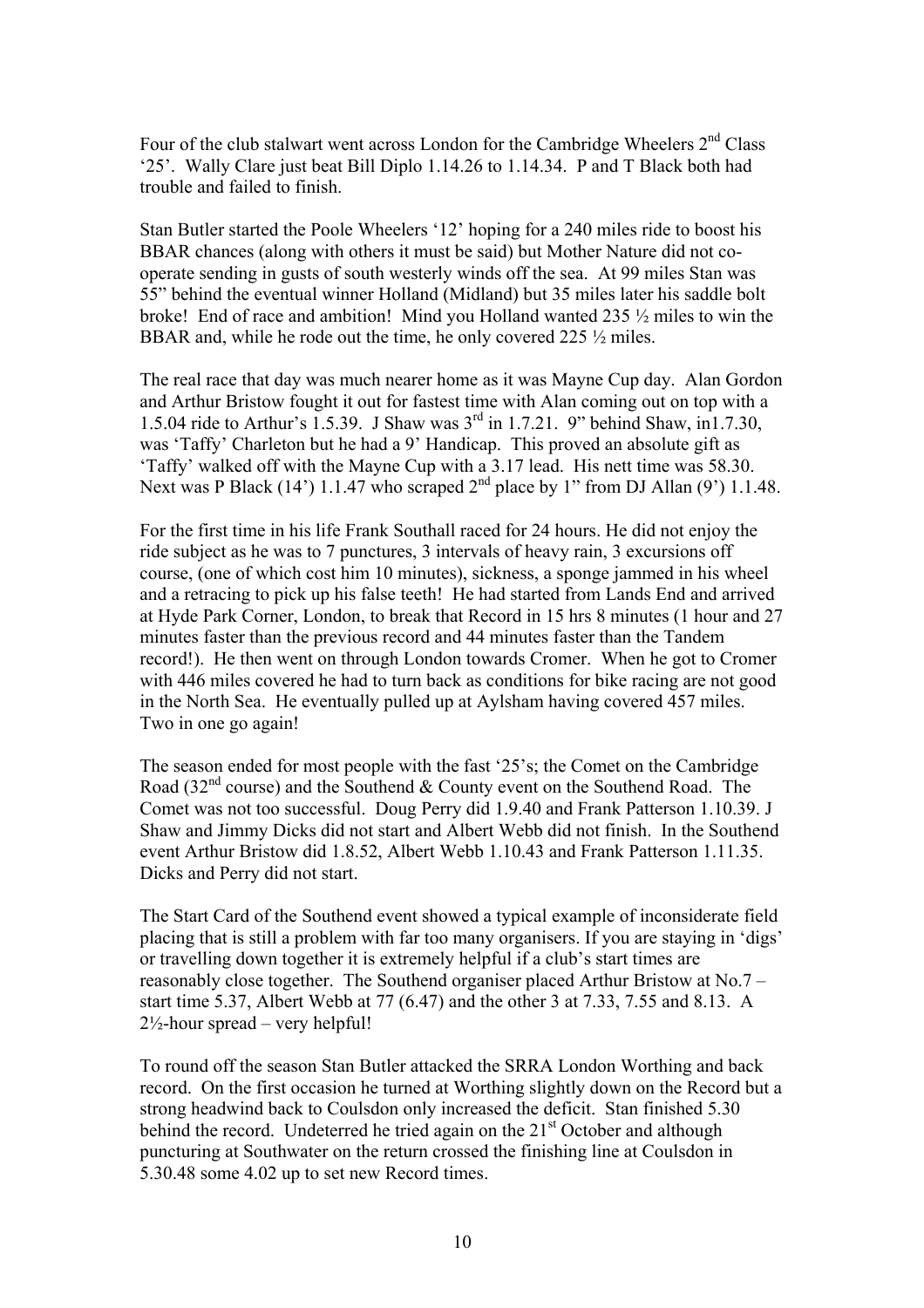Four of the club stalwart went across London for the Cambridge Wheelers 2nd Class '25'. Wally Clare just beat Bill Diplo 1.14.26 to 1.14.34. P and T Black both had trouble and failed to finish.

Stan Butler started the Poole Wheelers '12' hoping for a 240 miles ride to boost his BBAR chances (along with others it must be said) but Mother Nature did not co-operate sending in gusts of south westerly winds off the sea. At 99 miles Stan was 55" behind the eventual winner Holland (Midland) but 35 miles later his saddle bolt broke! End of race and ambition! Mind you Holland wanted 235 ½ miles to win the BBAR and, while he rode out the time, he only covered 225 ½ miles.

The real race that day was much nearer home as it was Mayne Cup day. Alan Gordon and Arthur Bristow fought it out for fastest time with Alan coming out on top with a 1.5.04 ride to Arthur's 1.5.39. J Shaw was 3rd in 1.7.21. 9" behind Shaw, in1.7.30, was 'Taffy' Charleton but he had a 9' Handicap. This proved an absolute gift as 'Taffy' walked off with the Mayne Cup with a 3.17 lead. His nett time was 58.30. Next was P Black (14') 1.1.47 who scraped 2nd place by 1" from DJ Allan (9') 1.1.48.

For the first time in his life Frank Southall raced for 24 hours. He did not enjoy the ride subject as he was to 7 punctures, 3 intervals of heavy rain, 3 excursions off course, (one of which cost him 10 minutes), sickness, a sponge jammed in his wheel and a retracing to pick up his false teeth! He had started from Lands End and arrived at Hyde Park Corner, London, to break that Record in 15 hrs 8 minutes (1 hour and 27 minutes faster than the previous record and 44 minutes faster than the Tandem record!). He then went on through London towards Cromer. When he got to Cromer with 446 miles covered he had to turn back as conditions for bike racing are not good in the North Sea. He eventually pulled up at Aylsham having covered 457 miles. Two in one go again!

The season ended for most people with the fast '25's; the Comet on the Cambridge Road (32nd course) and the Southend & County event on the Southend Road. The Comet was not too successful. Doug Perry did 1.9.40 and Frank Patterson 1.10.39. J Shaw and Jimmy Dicks did not start and Albert Webb did not finish. In the Southend event Arthur Bristow did 1.8.52, Albert Webb 1.10.43 and Frank Patterson 1.11.35. Dicks and Perry did not start.

The Start Card of the Southend event showed a typical example of inconsiderate field placing that is still a problem with far too many organisers. If you are staying in 'digs' or travelling down together it is extremely helpful if a club's start times are reasonably close together. The Southend organiser placed Arthur Bristow at No.7 – start time 5.37, Albert Webb at 77 (6.47) and the other 3 at 7.33, 7.55 and 8.13. A 2½-hour spread – very helpful!

To round off the season Stan Butler attacked the SRRA London Worthing and back record. On the first occasion he turned at Worthing slightly down on the Record but a strong headwind back to Coulsdon only increased the deficit. Stan finished 5.30 behind the record. Undeterred he tried again on the 21st October and although puncturing at Southwater on the return crossed the finishing line at Coulsdon in 5.30.48 some 4.02 up to set new Record times.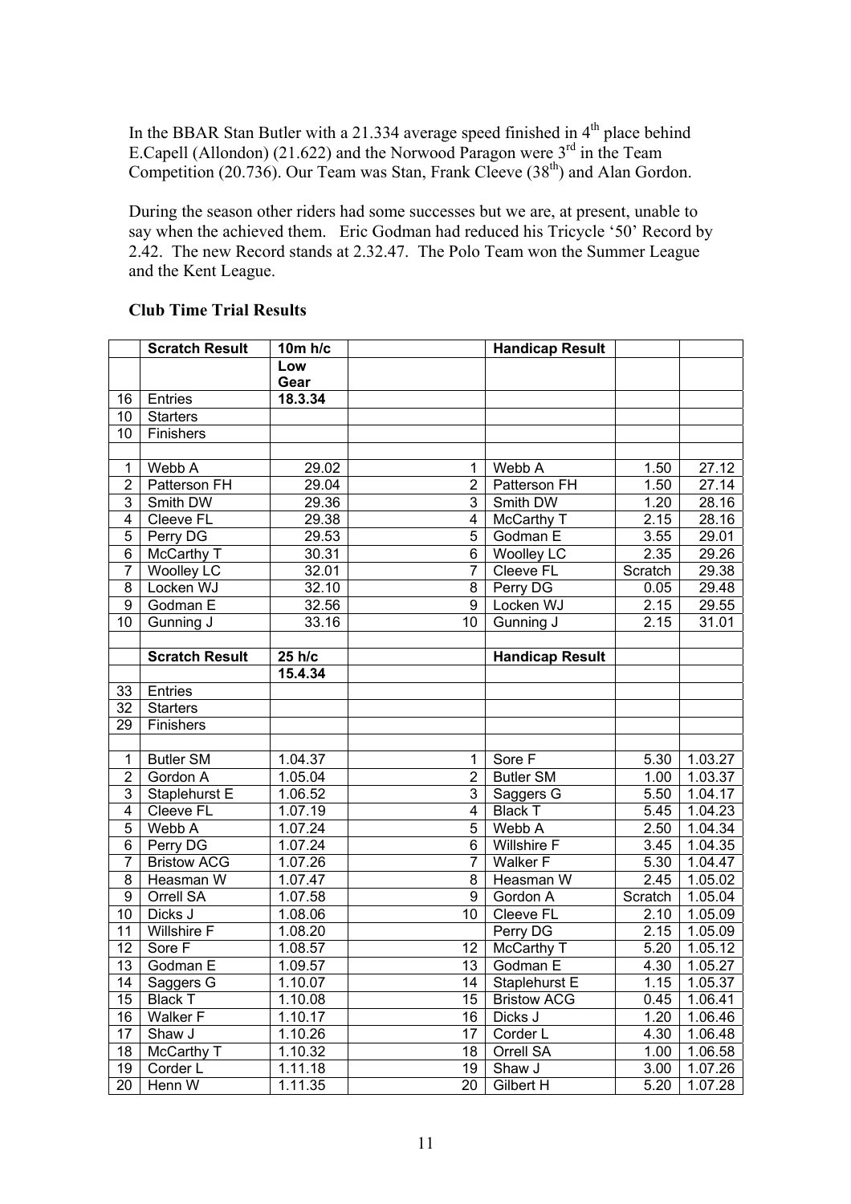In the BBAR Stan Butler with a 21.334 average speed finished in 4th place behind E.Capell (Allondon) (21.622) and the Norwood Paragon were 3rd in the Team Competition (20.736). Our Team was Stan, Frank Cleeve (38th) and Alan Gordon.

During the season other riders had some successes but we are, at present, unable to say when the achieved them. Eric Godman had reduced his Tricycle '50' Record by 2.42. The new Record stands at 2.32.47. The Polo Team won the Summer League and the Kent League.

**Club Time Trial Results**

| | Scratch Result | 10m h/c | | Handicap Result | | |
|---|---|---|---|---|---|---|
| | | Low Gear | | | | |
| 16 | Entries | 18.3.34 | | | | |
| 10 | Starters | | | | | |
| 10 | Finishers | | | | | |
| | | | | | | |
| 1 | Webb A | 29.02 | 1 | Webb A | 1.50 | 27.12 |
| 2 | Patterson FH | 29.04 | 2 | Patterson FH | 1.50 | 27.14 |
| 3 | Smith DW | 29.36 | 3 | Smith DW | 1.20 | 28.16 |
| 4 | Cleeve FL | 29.38 | 4 | McCarthy T | 2.15 | 28.16 |
| 5 | Perry DG | 29.53 | 5 | Godman E | 3.55 | 29.01 |
| 6 | McCarthy T | 30.31 | 6 | Woolley LC | 2.35 | 29.26 |
| 7 | Woolley LC | 32.01 | 7 | Cleeve FL | Scratch | 29.38 |
| 8 | Locken WJ | 32.10 | 8 | Perry DG | 0.05 | 29.48 |
| 9 | Godman E | 32.56 | 9 | Locken WJ | 2.15 | 29.55 |
| 10 | Gunning J | 33.16 | 10 | Gunning J | 2.15 | 31.01 |
| | | | | | | |
| | Scratch Result | 25 h/c | | Handicap Result | | |
| | | 15.4.34 | | | | |
| 33 | Entries | | | | | |
| 32 | Starters | | | | | |
| 29 | Finishers | | | | | |
| | | | | | | |
| 1 | Butler SM | 1.04.37 | 1 | Sore F | 5.30 | 1.03.27 |
| 2 | Gordon A | 1.05.04 | 2 | Butler SM | 1.00 | 1.03.37 |
| 3 | Staplehurst E | 1.06.52 | 3 | Saggers G | 5.50 | 1.04.17 |
| 4 | Cleeve FL | 1.07.19 | 4 | Black T | 5.45 | 1.04.23 |
| 5 | Webb A | 1.07.24 | 5 | Webb A | 2.50 | 1.04.34 |
| 6 | Perry DG | 1.07.24 | 6 | Willshire F | 3.45 | 1.04.35 |
| 7 | Bristow ACG | 1.07.26 | 7 | Walker F | 5.30 | 1.04.47 |
| 8 | Heasman W | 1.07.47 | 8 | Heasman W | 2.45 | 1.05.02 |
| 9 | Orrell SA | 1.07.58 | 9 | Gordon A | Scratch | 1.05.04 |
| 10 | Dicks J | 1.08.06 | 10 | Cleeve FL | 2.10 | 1.05.09 |
| 11 | Willshire F | 1.08.20 | | Perry DG | 2.15 | 1.05.09 |
| 12 | Sore F | 1.08.57 | 12 | McCarthy T | 5.20 | 1.05.12 |
| 13 | Godman E | 1.09.57 | 13 | Godman E | 4.30 | 1.05.27 |
| 14 | Saggers G | 1.10.07 | 14 | Staplehurst E | 1.15 | 1.05.37 |
| 15 | Black T | 1.10.08 | 15 | Bristow ACG | 0.45 | 1.06.41 |
| 16 | Walker F | 1.10.17 | 16 | Dicks J | 1.20 | 1.06.46 |
| 17 | Shaw J | 1.10.26 | 17 | Corder L | 4.30 | 1.06.48 |
| 18 | McCarthy T | 1.10.32 | 18 | Orrell SA | 1.00 | 1.06.58 |
| 19 | Corder L | 1.11.18 | 19 | Shaw J | 3.00 | 1.07.26 |
| 20 | Henn W | 1.11.35 | 20 | Gilbert H | 5.20 | 1.07.28 |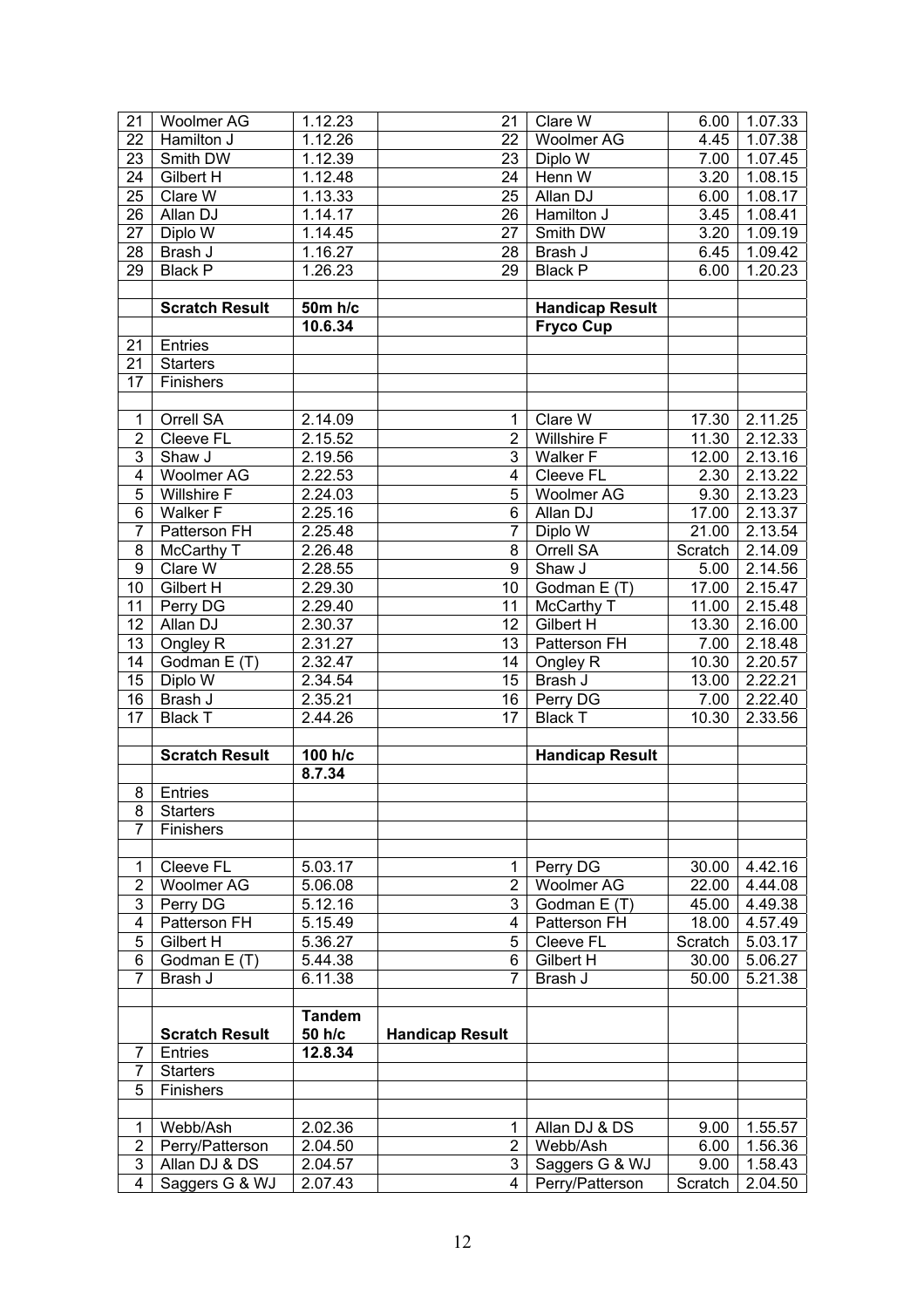| | | | | | | |
|---|---|---|---|---|---|---|
| 21 | Woolmer AG | 1.12.23 | 21 | Clare W | 6.00 | 1.07.33 |
| 22 | Hamilton J | 1.12.26 | 22 | Woolmer AG | 4.45 | 1.07.38 |
| 23 | Smith DW | 1.12.39 | 23 | Diplo W | 7.00 | 1.07.45 |
| 24 | Gilbert H | 1.12.48 | 24 | Henn W | 3.20 | 1.08.15 |
| 25 | Clare W | 1.13.33 | 25 | Allan DJ | 6.00 | 1.08.17 |
| 26 | Allan DJ | 1.14.17 | 26 | Hamilton J | 3.45 | 1.08.41 |
| 27 | Diplo W | 1.14.45 | 27 | Smith DW | 3.20 | 1.09.19 |
| 28 | Brash J | 1.16.27 | 28 | Brash J | 6.45 | 1.09.42 |
| 29 | Black P | 1.26.23 | 29 | Black P | 6.00 | 1.20.23 |
| | | | | | | |
| | **Scratch Result** | **50m h/c** | | **Handicap Result** | | |
| | | **10.6.34** | | **Fryco Cup** | | |
| 21 | Entries | | | | | |
| 21 | Starters | | | | | |
| 17 | Finishers | | | | | |
| | | | | | | |
| 1 | Orrell SA | 2.14.09 | 1 | Clare W | 17.30 | 2.11.25 |
| 2 | Cleeve FL | 2.15.52 | 2 | Willshire F | 11.30 | 2.12.33 |
| 3 | Shaw J | 2.19.56 | 3 | Walker F | 12.00 | 2.13.16 |
| 4 | Woolmer AG | 2.22.53 | 4 | Cleeve FL | 2.30 | 2.13.22 |
| 5 | Willshire F | 2.24.03 | 5 | Woolmer AG | 9.30 | 2.13.23 |
| 6 | Walker F | 2.25.16 | 6 | Allan DJ | 17.00 | 2.13.37 |
| 7 | Patterson FH | 2.25.48 | 7 | Diplo W | 21.00 | 2.13.54 |
| 8 | McCarthy T | 2.26.48 | 8 | Orrell SA | Scratch | 2.14.09 |
| 9 | Clare W | 2.28.55 | 9 | Shaw J | 5.00 | 2.14.56 |
| 10 | Gilbert H | 2.29.30 | 10 | Godman E (T) | 17.00 | 2.15.47 |
| 11 | Perry DG | 2.29.40 | 11 | McCarthy T | 11.00 | 2.15.48 |
| 12 | Allan DJ | 2.30.37 | 12 | Gilbert H | 13.30 | 2.16.00 |
| 13 | Ongley R | 2.31.27 | 13 | Patterson FH | 7.00 | 2.18.48 |
| 14 | Godman E (T) | 2.32.47 | 14 | Ongley R | 10.30 | 2.20.57 |
| 15 | Diplo W | 2.34.54 | 15 | Brash J | 13.00 | 2.22.21 |
| 16 | Brash J | 2.35.21 | 16 | Perry DG | 7.00 | 2.22.40 |
| 17 | Black T | 2.44.26 | 17 | Black T | 10.30 | 2.33.56 |
| | | | | | | |
| | **Scratch Result** | **100 h/c** | | **Handicap Result** | | |
| | | **8.7.34** | | | | |
| 8 | Entries | | | | | |
| 8 | Starters | | | | | |
| 7 | Finishers | | | | | |
| | | | | | | |
| 1 | Cleeve FL | 5.03.17 | 1 | Perry DG | 30.00 | 4.42.16 |
| 2 | Woolmer AG | 5.06.08 | 2 | Woolmer AG | 22.00 | 4.44.08 |
| 3 | Perry DG | 5.12.16 | 3 | Godman E (T) | 45.00 | 4.49.38 |
| 4 | Patterson FH | 5.15.49 | 4 | Patterson FH | 18.00 | 4.57.49 |
| 5 | Gilbert H | 5.36.27 | 5 | Cleeve FL | Scratch | 5.03.17 |
| 6 | Godman E (T) | 5.44.38 | 6 | Gilbert H | 30.00 | 5.06.27 |
| 7 | Brash J | 6.11.38 | 7 | Brash J | 50.00 | 5.21.38 |
| | | | | | | |
| | **Scratch Result** | **Tandem 50 h/c** | **Handicap Result** | | | |
| 7 | Entries | **12.8.34** | | | | |
| 7 | Starters | | | | | |
| 5 | Finishers | | | | | |
| | | | | | | |
| 1 | Webb/Ash | 2.02.36 | 1 | Allan DJ & DS | 9.00 | 1.55.57 |
| 2 | Perry/Patterson | 2.04.50 | 2 | Webb/Ash | 6.00 | 1.56.36 |
| 3 | Allan DJ & DS | 2.04.57 | 3 | Saggers G & WJ | 9.00 | 1.58.43 |
| 4 | Saggers G & WJ | 2.07.43 | 4 | Perry/Patterson | Scratch | 2.04.50 |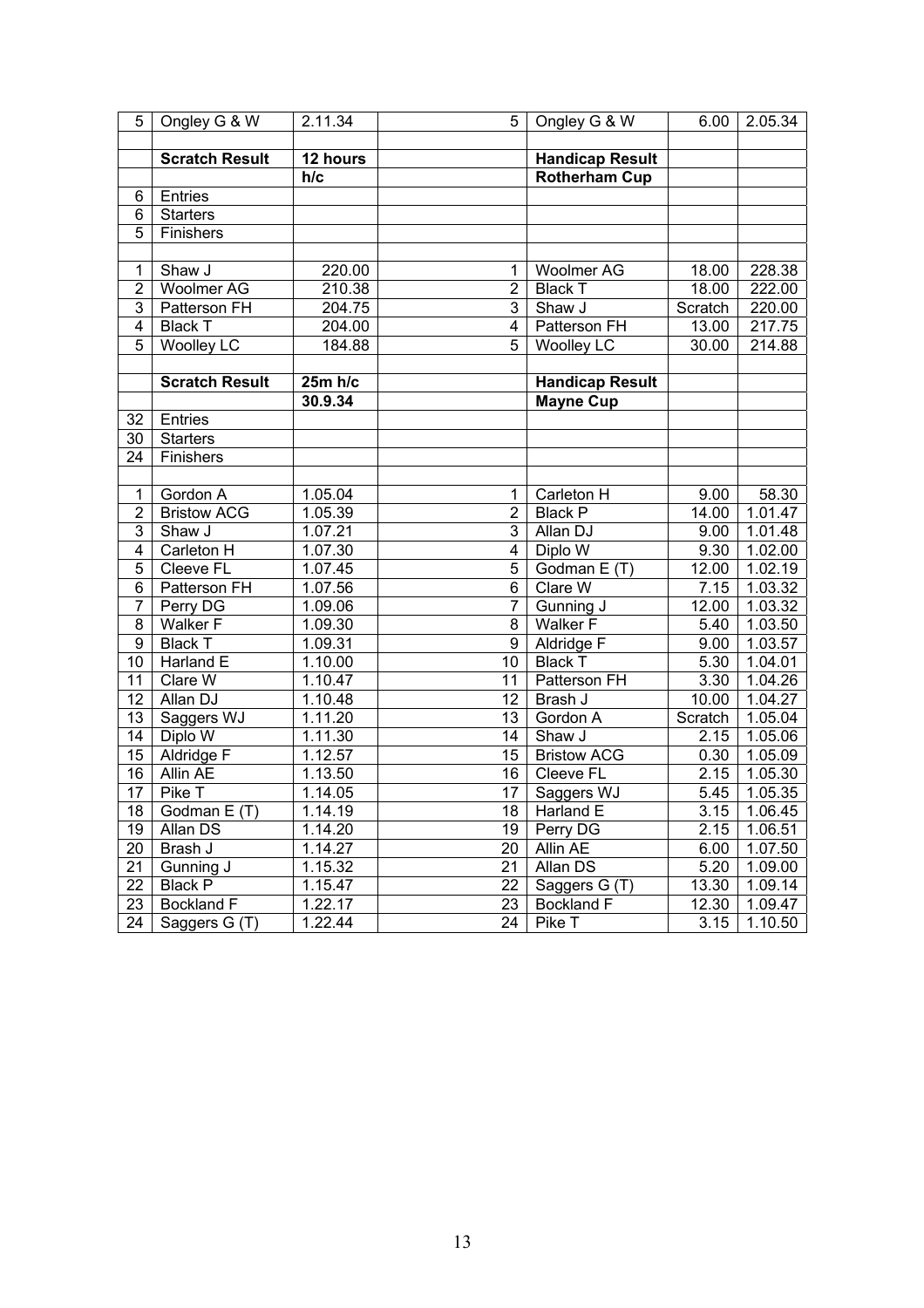| | | | | | | | |
|---|---|---|---|---|---|---|---|
| 5 | Ongley G & W | 2.11.34 | | 5 | Ongley G & W | 6.00 | 2.05.34 |
| | | | | | | | |
| | **Scratch Result** | **12 hours** | | | **Handicap Result** | | |
| | | **h/c** | | | **Rotherham Cup** | | |
| 6 | Entries | | | | | | |
| 6 | Starters | | | | | | |
| 5 | Finishers | | | | | | |
| | | | | | | | |
| 1 | Shaw J | 220.00 | | 1 | Woolmer AG | 18.00 | 228.38 |
| 2 | Woolmer AG | 210.38 | | 2 | Black T | 18.00 | 222.00 |
| 3 | Patterson FH | 204.75 | | 3 | Shaw J | Scratch | 220.00 |
| 4 | Black T | 204.00 | | 4 | Patterson FH | 13.00 | 217.75 |
| 5 | Woolley LC | 184.88 | | 5 | Woolley LC | 30.00 | 214.88 |
| | | | | | | | |
| | **Scratch Result** | **25m h/c** | | | **Handicap Result** | | |
| | | **30.9.34** | | | **Mayne Cup** | | |
| 32 | Entries | | | | | | |
| 30 | Starters | | | | | | |
| 24 | Finishers | | | | | | |
| | | | | | | | |
| 1 | Gordon A | 1.05.04 | | 1 | Carleton H | 9.00 | 58.30 |
| 2 | Bristow ACG | 1.05.39 | | 2 | Black P | 14.00 | 1.01.47 |
| 3 | Shaw J | 1.07.21 | | 3 | Allan DJ | 9.00 | 1.01.48 |
| 4 | Carleton H | 1.07.30 | | 4 | Diplo W | 9.30 | 1.02.00 |
| 5 | Cleeve FL | 1.07.45 | | 5 | Godman E (T) | 12.00 | 1.02.19 |
| 6 | Patterson FH | 1.07.56 | | 6 | Clare W | 7.15 | 1.03.32 |
| 7 | Perry DG | 1.09.06 | | 7 | Gunning J | 12.00 | 1.03.32 |
| 8 | Walker F | 1.09.30 | | 8 | Walker F | 5.40 | 1.03.50 |
| 9 | Black T | 1.09.31 | | 9 | Aldridge F | 9.00 | 1.03.57 |
| 10 | Harland E | 1.10.00 | | 10 | Black T | 5.30 | 1.04.01 |
| 11 | Clare W | 1.10.47 | | 11 | Patterson FH | 3.30 | 1.04.26 |
| 12 | Allan DJ | 1.10.48 | | 12 | Brash J | 10.00 | 1.04.27 |
| 13 | Saggers WJ | 1.11.20 | | 13 | Gordon A | Scratch | 1.05.04 |
| 14 | Diplo W | 1.11.30 | | 14 | Shaw J | 2.15 | 1.05.06 |
| 15 | Aldridge F | 1.12.57 | | 15 | Bristow ACG | 0.30 | 1.05.09 |
| 16 | Allin AE | 1.13.50 | | 16 | Cleeve FL | 2.15 | 1.05.30 |
| 17 | Pike T | 1.14.05 | | 17 | Saggers WJ | 5.45 | 1.05.35 |
| 18 | Godman E (T) | 1.14.19 | | 18 | Harland E | 3.15 | 1.06.45 |
| 19 | Allan DS | 1.14.20 | | 19 | Perry DG | 2.15 | 1.06.51 |
| 20 | Brash J | 1.14.27 | | 20 | Allin AE | 6.00 | 1.07.50 |
| 21 | Gunning J | 1.15.32 | | 21 | Allan DS | 5.20 | 1.09.00 |
| 22 | Black P | 1.15.47 | | 22 | Saggers G (T) | 13.30 | 1.09.14 |
| 23 | Bockland F | 1.22.17 | | 23 | Bockland F | 12.30 | 1.09.47 |
| 24 | Saggers G (T) | 1.22.44 | | 24 | Pike T | 3.15 | 1.10.50 |